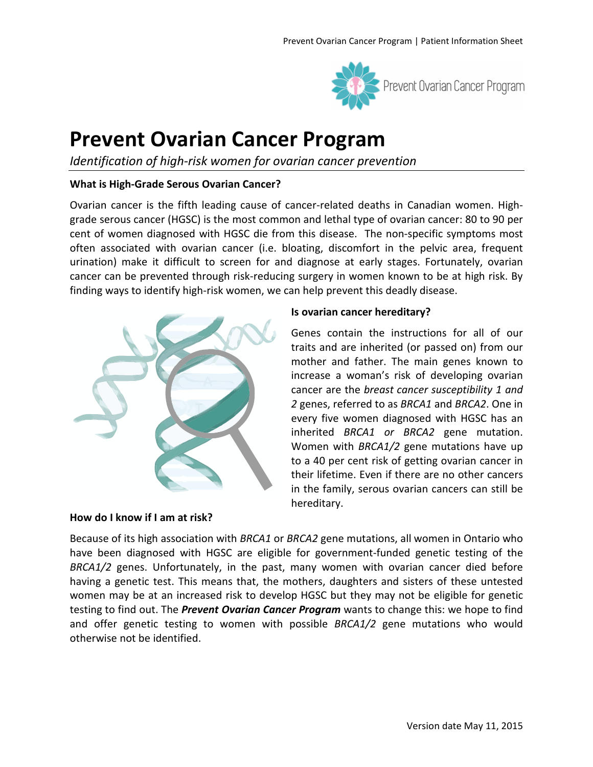# Prevent Ovarian Cancer Program

*Identification of high-risk women for ovarian cancer prevention*

**What is High-Grade Serous Ovarian Cancer?**

Ovarian cancer is the fifth leading cause of cancer-related deaths in Canadian women. High-grade serous cancer (HGSC) is the most common and lethal type of ovarian cancer: 80 to 90 per cent of women diagnosed with HGSC die from this disease. The non-specific symptoms most often associated with ovarian cancer (i.e. bloating, discomfort in the pelvic area, frequent urination) make it difficult to screen for and diagnose at early stages. Fortunately, ovarian cancer can be prevented through risk-reducing surgery in women known to be at high risk. By finding ways to identify high-risk women, we can help prevent this deadly disease.

**Is ovarian cancer hereditary?**

Genes contain the instructions for all of our traits and are inherited (or passed on) from our mother and father. The main genes known to increase a woman's risk of developing ovarian cancer are the *breast cancer susceptibility 1 and 2* genes, referred to as *BRCA1* and *BRCA2*. One in every five women diagnosed with HGSC has an inherited *BRCA1 or BRCA2* gene mutation. Women with *BRCA1/2* gene mutations have up to a 40 per cent risk of getting ovarian cancer in their lifetime. Even if there are no other cancers in the family, serous ovarian cancers can still be hereditary.

**How do I know if I am at risk?**

Because of its high association with *BRCA1* or *BRCA2* gene mutations, all women in Ontario who have been diagnosed with HGSC are eligible for government-funded genetic testing of the *BRCA1/2* genes. Unfortunately, in the past, many women with ovarian cancer died before having a genetic test. This means that, the mothers, daughters and sisters of these untested women may be at an increased risk to develop HGSC but they may not be eligible for genetic testing to find out. The ***Prevent Ovarian Cancer Program*** wants to change this: we hope to find and offer genetic testing to women with possible *BRCA1/2* gene mutations who would otherwise not be identified.

Version date May 11, 2015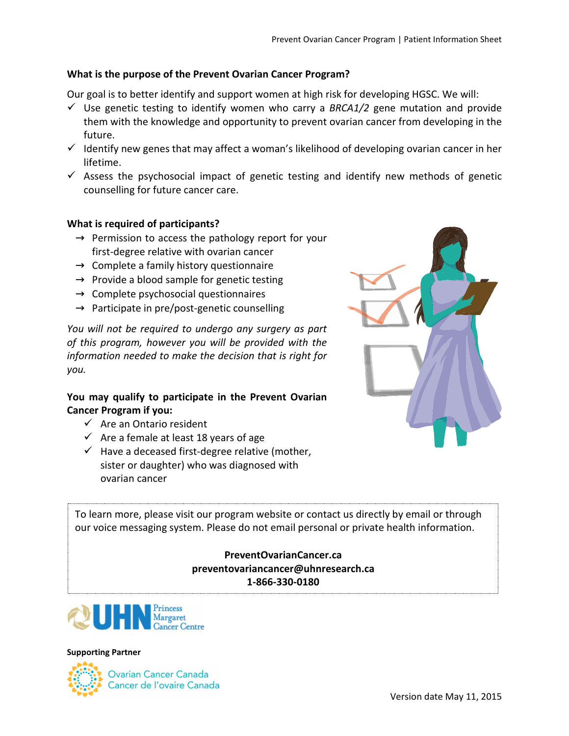## What is the purpose of the Prevent Ovarian Cancer Program?

Our goal is to better identify and support women at high risk for developing HGSC. We will:

- ✓ Use genetic testing to identify women who carry a *BRCA1/2* gene mutation and provide them with the knowledge and opportunity to prevent ovarian cancer from developing in the future.
- ✓ Identify new genes that may affect a woman's likelihood of developing ovarian cancer in her lifetime.
- ✓ Assess the psychosocial impact of genetic testing and identify new methods of genetic counselling for future cancer care.

## What is required of participants?

- → Permission to access the pathology report for your first-degree relative with ovarian cancer
- → Complete a family history questionnaire
- → Provide a blood sample for genetic testing
- → Complete psychosocial questionnaires
- → Participate in pre/post-genetic counselling

*You will not be required to undergo any surgery as part of this program, however you will be provided with the information needed to make the decision that is right for you.*

## You may qualify to participate in the Prevent Ovarian Cancer Program if you:

- ✓ Are an Ontario resident
- ✓ Are a female at least 18 years of age
- ✓ Have a deceased first-degree relative (mother, sister or daughter) who was diagnosed with ovarian cancer

To learn more, please visit our program website or contact us directly by email or through our voice messaging system. Please do not email personal or private health information.

**PreventOvarianCancer.ca**
**preventovariancancer@uhnresearch.ca**
**1-866-330-0180**

UHN Princess Margaret Cancer Centre

**Supporting Partner**

Ovarian Cancer Canada
Cancer de l'ovaire Canada

Version date May 11, 2015